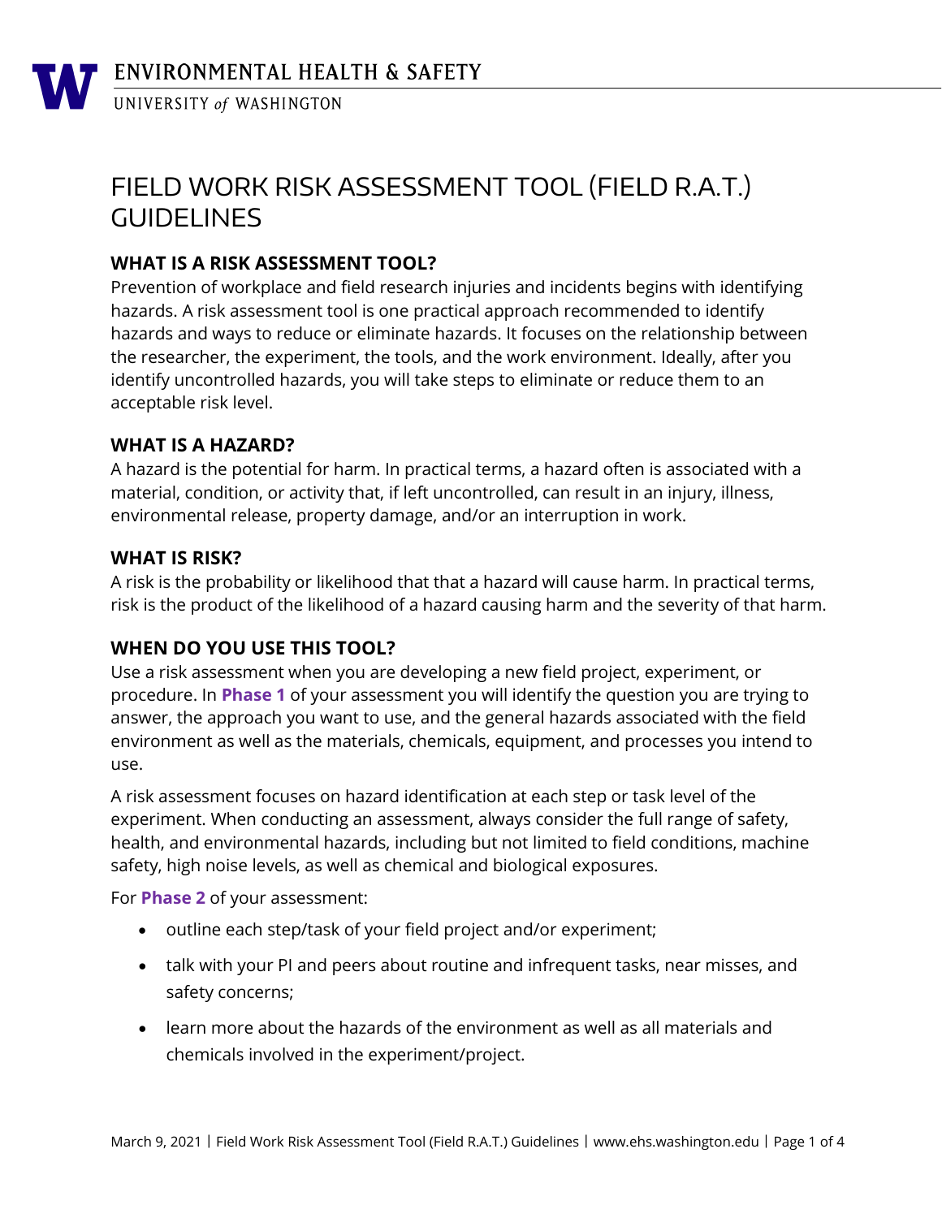ENVIRONMENTAL HEALTH & SAFETY
UNIVERSITY of WASHINGTON

# FIELD WORK RISK ASSESSMENT TOOL (FIELD R.A.T.) GUIDELINES

## WHAT IS A RISK ASSESSMENT TOOL?

Prevention of workplace and field research injuries and incidents begins with identifying hazards. A risk assessment tool is one practical approach recommended to identify hazards and ways to reduce or eliminate hazards. It focuses on the relationship between the researcher, the experiment, the tools, and the work environment. Ideally, after you identify uncontrolled hazards, you will take steps to eliminate or reduce them to an acceptable risk level.

## WHAT IS A HAZARD?

A hazard is the potential for harm. In practical terms, a hazard often is associated with a material, condition, or activity that, if left uncontrolled, can result in an injury, illness, environmental release, property damage, and/or an interruption in work.

## WHAT IS RISK?

A risk is the probability or likelihood that that a hazard will cause harm. In practical terms, risk is the product of the likelihood of a hazard causing harm and the severity of that harm.

## WHEN DO YOU USE THIS TOOL?

Use a risk assessment when you are developing a new field project, experiment, or procedure. In **Phase 1** of your assessment you will identify the question you are trying to answer, the approach you want to use, and the general hazards associated with the field environment as well as the materials, chemicals, equipment, and processes you intend to use.

A risk assessment focuses on hazard identification at each step or task level of the experiment. When conducting an assessment, always consider the full range of safety, health, and environmental hazards, including but not limited to field conditions, machine safety, high noise levels, as well as chemical and biological exposures.

For **Phase 2** of your assessment:

- outline each step/task of your field project and/or experiment;
- talk with your PI and peers about routine and infrequent tasks, near misses, and safety concerns;
- learn more about the hazards of the environment as well as all materials and chemicals involved in the experiment/project.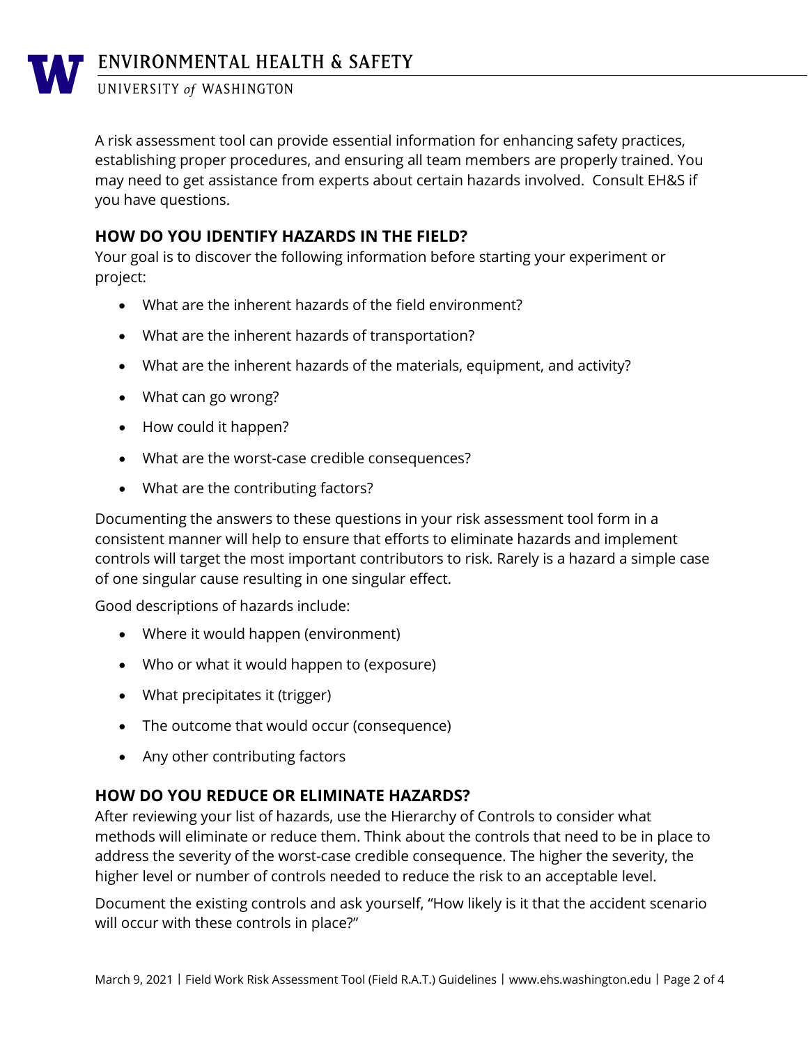A risk assessment tool can provide essential information for enhancing safety practices, establishing proper procedures, and ensuring all team members are properly trained. You may need to get assistance from experts about certain hazards involved. Consult EH&S if you have questions.

## HOW DO YOU IDENTIFY HAZARDS IN THE FIELD?

Your goal is to discover the following information before starting your experiment or project:

- What are the inherent hazards of the field environment?
- What are the inherent hazards of transportation?
- What are the inherent hazards of the materials, equipment, and activity?
- What can go wrong?
- How could it happen?
- What are the worst-case credible consequences?
- What are the contributing factors?

Documenting the answers to these questions in your risk assessment tool form in a consistent manner will help to ensure that efforts to eliminate hazards and implement controls will target the most important contributors to risk. Rarely is a hazard a simple case of one singular cause resulting in one singular effect.

Good descriptions of hazards include:

- Where it would happen (environment)
- Who or what it would happen to (exposure)
- What precipitates it (trigger)
- The outcome that would occur (consequence)
- Any other contributing factors

## HOW DO YOU REDUCE OR ELIMINATE HAZARDS?

After reviewing your list of hazards, use the Hierarchy of Controls to consider what methods will eliminate or reduce them. Think about the controls that need to be in place to address the severity of the worst-case credible consequence. The higher the severity, the higher level or number of controls needed to reduce the risk to an acceptable level.

Document the existing controls and ask yourself, "How likely is it that the accident scenario will occur with these controls in place?"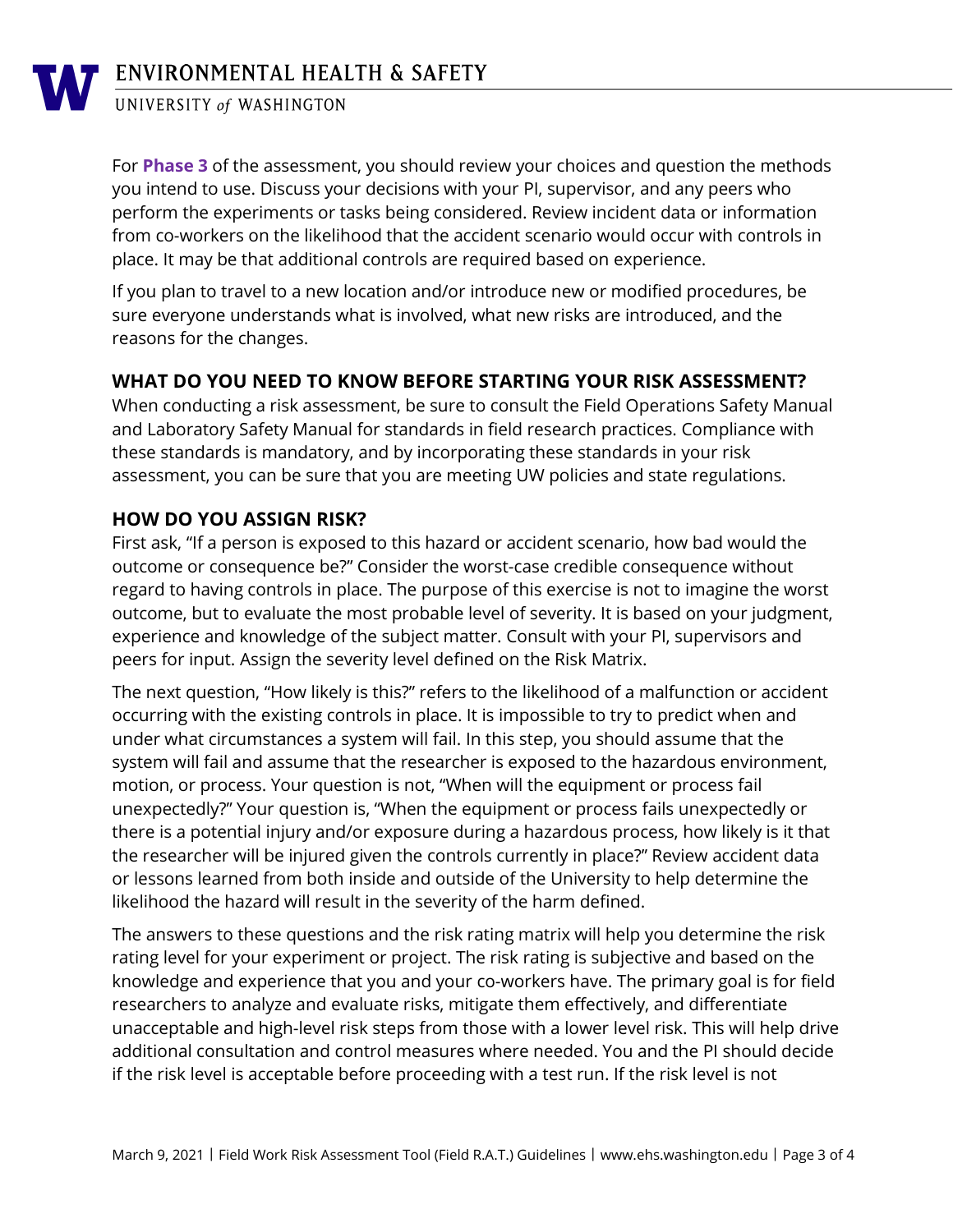For **Phase 3** of the assessment, you should review your choices and question the methods you intend to use. Discuss your decisions with your PI, supervisor, and any peers who perform the experiments or tasks being considered. Review incident data or information from co-workers on the likelihood that the accident scenario would occur with controls in place. It may be that additional controls are required based on experience.

If you plan to travel to a new location and/or introduce new or modified procedures, be sure everyone understands what is involved, what new risks are introduced, and the reasons for the changes.

## WHAT DO YOU NEED TO KNOW BEFORE STARTING YOUR RISK ASSESSMENT?

When conducting a risk assessment, be sure to consult the Field Operations Safety Manual and Laboratory Safety Manual for standards in field research practices. Compliance with these standards is mandatory, and by incorporating these standards in your risk assessment, you can be sure that you are meeting UW policies and state regulations.

## HOW DO YOU ASSIGN RISK?

First ask, "If a person is exposed to this hazard or accident scenario, how bad would the outcome or consequence be?" Consider the worst-case credible consequence without regard to having controls in place. The purpose of this exercise is not to imagine the worst outcome, but to evaluate the most probable level of severity. It is based on your judgment, experience and knowledge of the subject matter. Consult with your PI, supervisors and peers for input. Assign the severity level defined on the Risk Matrix.

The next question, "How likely is this?" refers to the likelihood of a malfunction or accident occurring with the existing controls in place. It is impossible to try to predict when and under what circumstances a system will fail. In this step, you should assume that the system will fail and assume that the researcher is exposed to the hazardous environment, motion, or process. Your question is not, "When will the equipment or process fail unexpectedly?" Your question is, "When the equipment or process fails unexpectedly or there is a potential injury and/or exposure during a hazardous process, how likely is it that the researcher will be injured given the controls currently in place?" Review accident data or lessons learned from both inside and outside of the University to help determine the likelihood the hazard will result in the severity of the harm defined.

The answers to these questions and the risk rating matrix will help you determine the risk rating level for your experiment or project. The risk rating is subjective and based on the knowledge and experience that you and your co-workers have. The primary goal is for field researchers to analyze and evaluate risks, mitigate them effectively, and differentiate unacceptable and high-level risk steps from those with a lower level risk. This will help drive additional consultation and control measures where needed. You and the PI should decide if the risk level is acceptable before proceeding with a test run. If the risk level is not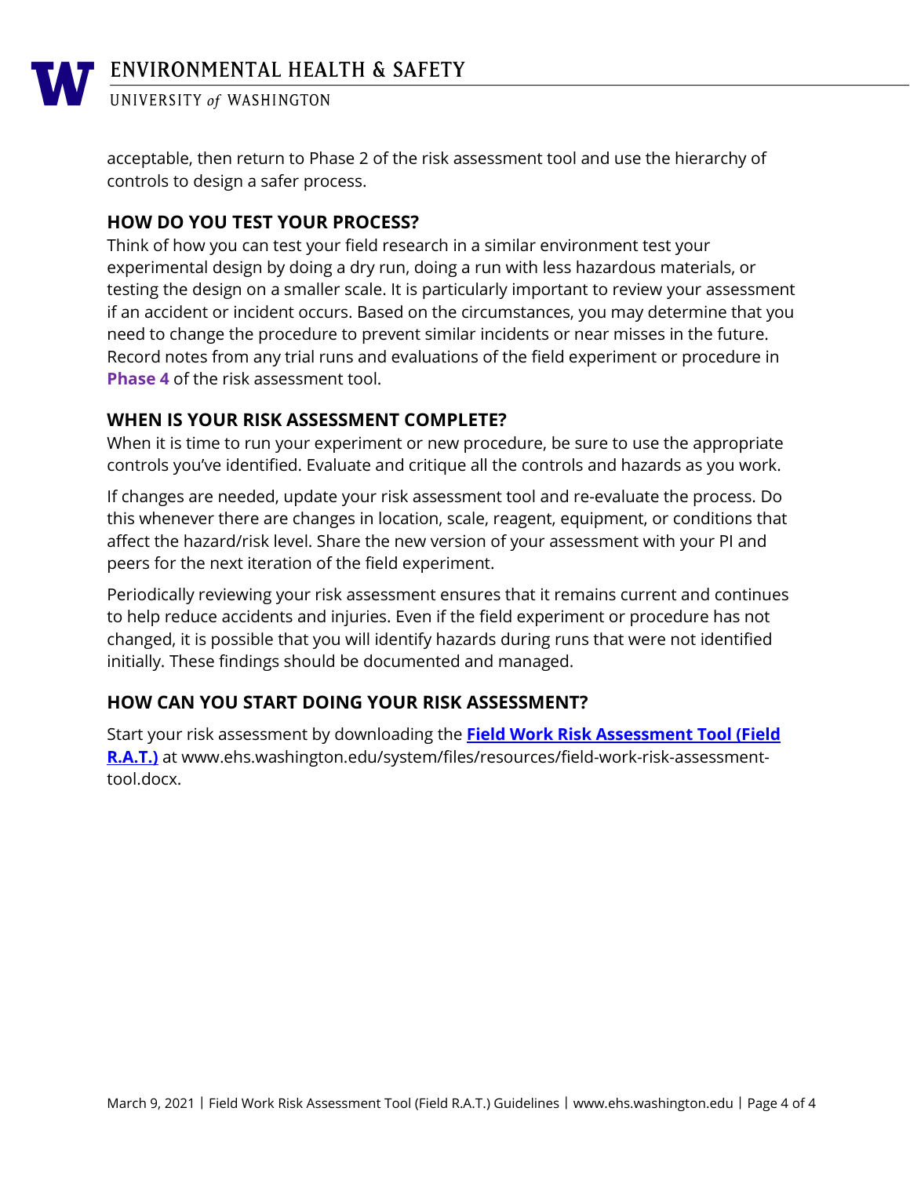acceptable, then return to Phase 2 of the risk assessment tool and use the hierarchy of controls to design a safer process.

## HOW DO YOU TEST YOUR PROCESS?

Think of how you can test your field research in a similar environment test your experimental design by doing a dry run, doing a run with less hazardous materials, or testing the design on a smaller scale. It is particularly important to review your assessment if an accident or incident occurs. Based on the circumstances, you may determine that you need to change the procedure to prevent similar incidents or near misses in the future. Record notes from any trial runs and evaluations of the field experiment or procedure in **Phase 4** of the risk assessment tool.

## WHEN IS YOUR RISK ASSESSMENT COMPLETE?

When it is time to run your experiment or new procedure, be sure to use the appropriate controls you've identified. Evaluate and critique all the controls and hazards as you work.

If changes are needed, update your risk assessment tool and re-evaluate the process. Do this whenever there are changes in location, scale, reagent, equipment, or conditions that affect the hazard/risk level. Share the new version of your assessment with your PI and peers for the next iteration of the field experiment.

Periodically reviewing your risk assessment ensures that it remains current and continues to help reduce accidents and injuries. Even if the field experiment or procedure has not changed, it is possible that you will identify hazards during runs that were not identified initially. These findings should be documented and managed.

## HOW CAN YOU START DOING YOUR RISK ASSESSMENT?

Start your risk assessment by downloading the **Field Work Risk Assessment Tool (Field R.A.T.)** at www.ehs.washington.edu/system/files/resources/field-work-risk-assessment-tool.docx.